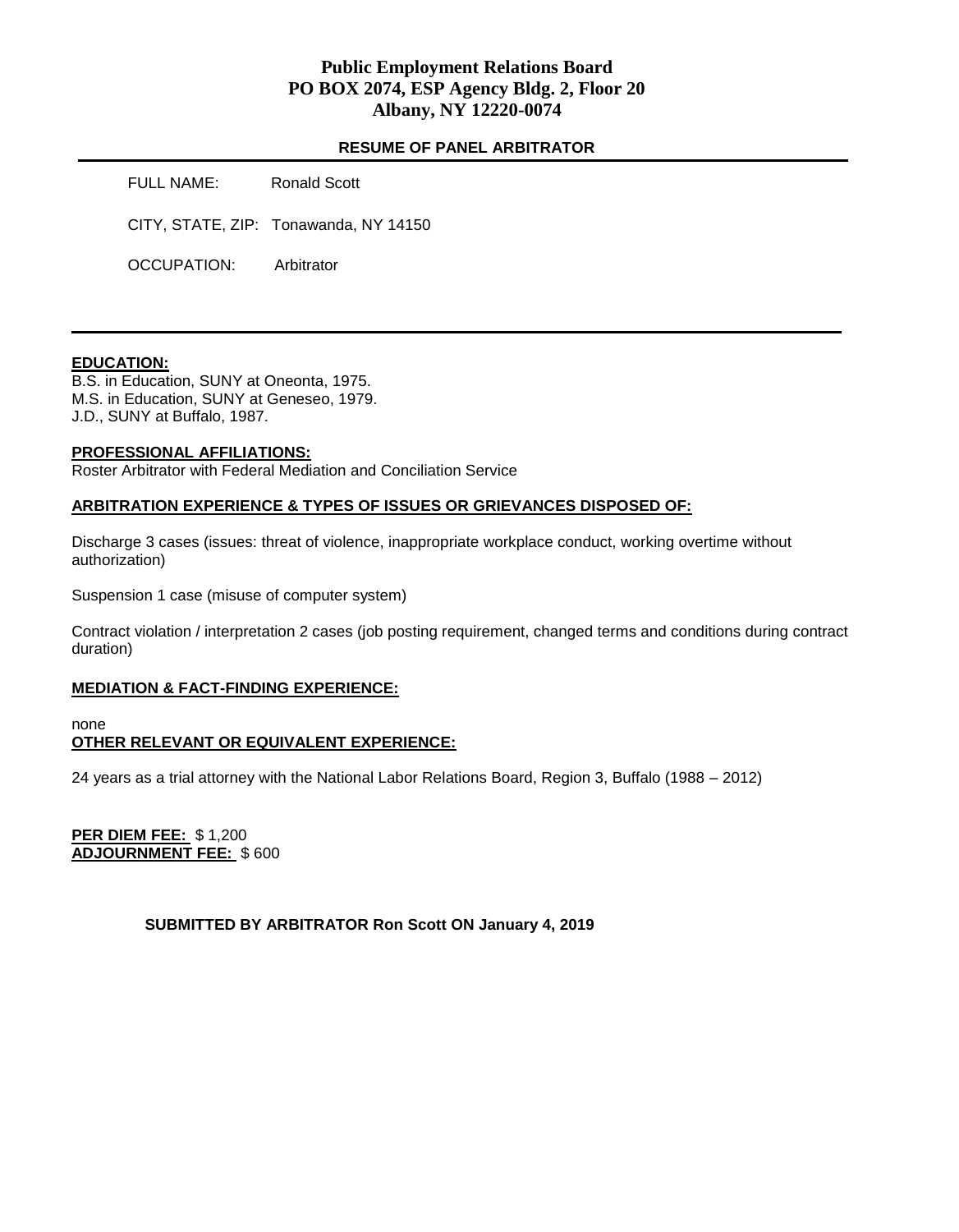# Public Employment Relations Board
# PO BOX 2074, ESP Agency Bldg. 2, Floor 20
# Albany, NY 12220-0074

## RESUME OF PANEL ARBITRATOR

FULL NAME: Ronald Scott

CITY, STATE, ZIP: Tonawanda, NY 14150

OCCUPATION: Arbitrator

---

**EDUCATION:**

B.S. in Education, SUNY at Oneonta, 1975.
M.S. in Education, SUNY at Geneseo, 1979.
J.D., SUNY at Buffalo, 1987.

**PROFESSIONAL AFFILIATIONS:**

Roster Arbitrator with Federal Mediation and Conciliation Service

**ARBITRATION EXPERIENCE & TYPES OF ISSUES OR GRIEVANCES DISPOSED OF:**

Discharge 3 cases (issues: threat of violence, inappropriate workplace conduct, working overtime without authorization)

Suspension 1 case (misuse of computer system)

Contract violation / interpretation 2 cases (job posting requirement, changed terms and conditions during contract duration)

**MEDIATION & FACT-FINDING EXPERIENCE:**

none

**OTHER RELEVANT OR EQUIVALENT EXPERIENCE:**

24 years as a trial attorney with the National Labor Relations Board, Region 3, Buffalo (1988 – 2012)

**PER DIEM FEE:** $ 1,200
**ADJOURNMENT FEE:** $ 600

**SUBMITTED BY ARBITRATOR Ron Scott ON January 4, 2019**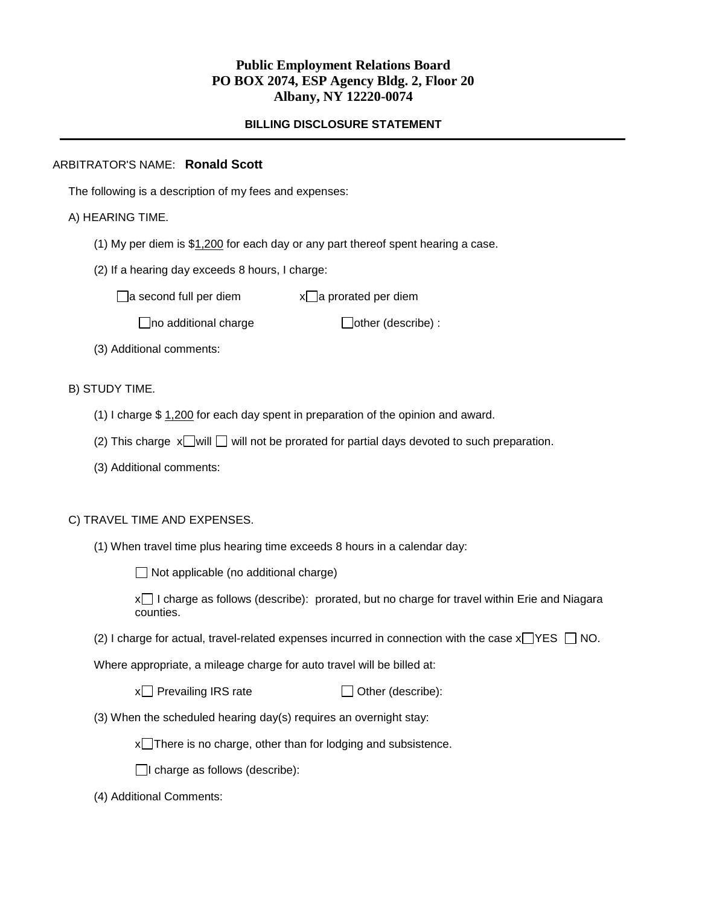**Public Employment Relations Board**
**PO BOX 2074, ESP Agency Bldg. 2, Floor 20**
**Albany, NY 12220-0074**

**BILLING DISCLOSURE STATEMENT**

---

ARBITRATOR'S NAME: **Ronald Scott**

The following is a description of my fees and expenses:

A) HEARING TIME.

(1) My per diem is $1,200 for each day or any part thereof spent hearing a case.

(2) If a hearing day exceeds 8 hours, I charge:

☐ a second full per diem     x☐ a prorated per diem

☐ no additional charge     ☐ other (describe) :

(3) Additional comments:

B) STUDY TIME.

(1) I charge $ 1,200 for each day spent in preparation of the opinion and award.

(2) This charge x☐ will ☐ will not be prorated for partial days devoted to such preparation.

(3) Additional comments:

C) TRAVEL TIME AND EXPENSES.

(1) When travel time plus hearing time exceeds 8 hours in a calendar day:

☐ Not applicable (no additional charge)

x☐ I charge as follows (describe): prorated, but no charge for travel within Erie and Niagara counties.

(2) I charge for actual, travel-related expenses incurred in connection with the case x☐ YES ☐ NO.

Where appropriate, a mileage charge for auto travel will be billed at:

x☐ Prevailing IRS rate     ☐ Other (describe):

(3) When the scheduled hearing day(s) requires an overnight stay:

x☐ There is no charge, other than for lodging and subsistence.

☐ I charge as follows (describe):

(4) Additional Comments: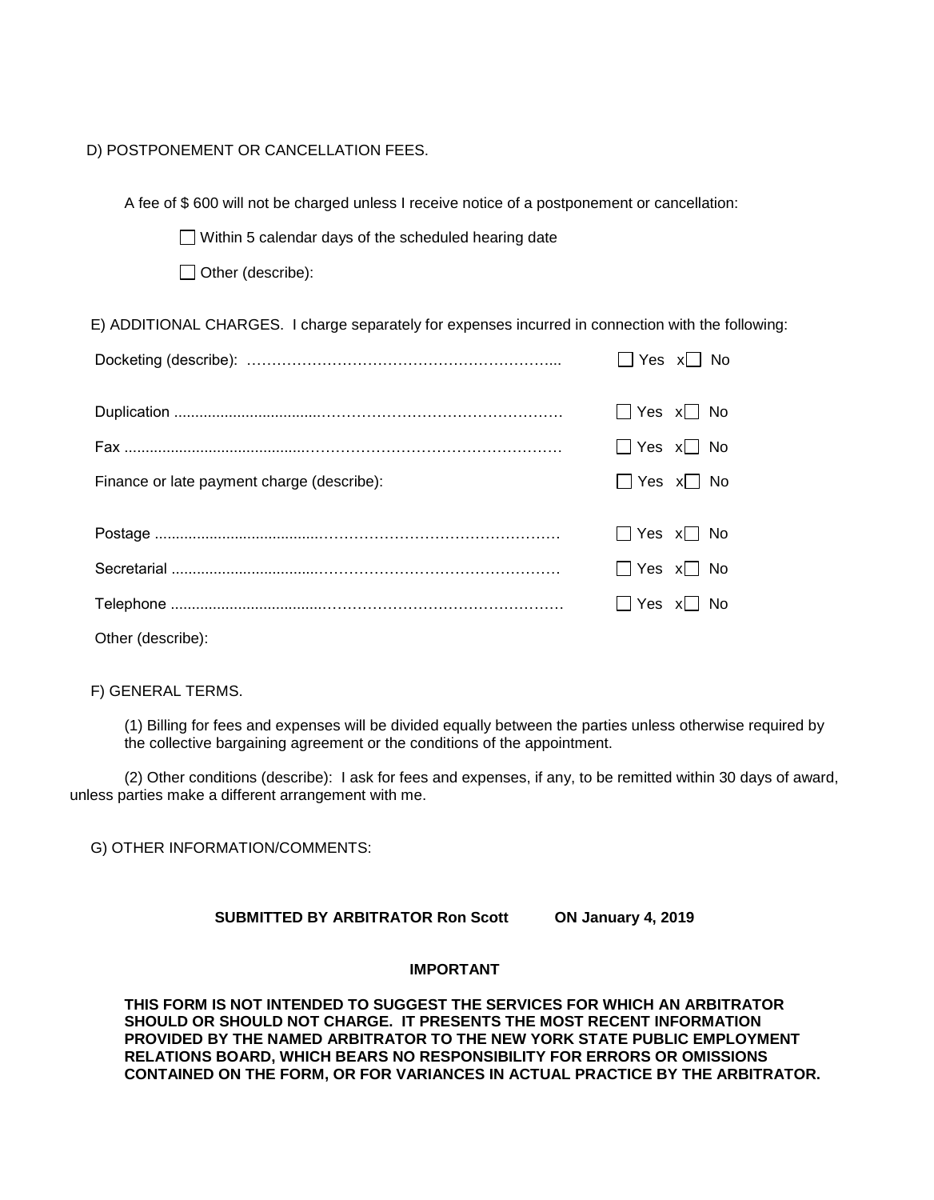D) POSTPONEMENT OR CANCELLATION FEES.

A fee of $ 600 will not be charged unless I receive notice of a postponement or cancellation:

☐ Within 5 calendar days of the scheduled hearing date

☐ Other (describe):

E) ADDITIONAL CHARGES. I charge separately for expenses incurred in connection with the following:

| | |
|---|---|
| Docketing (describe): ………………………………………………….... | ☐ Yes x☐ No |
| Duplication ................................……………………………………… | ☐ Yes x☐ No |
| Fax .........................................………………………………………… | ☐ Yes x☐ No |
| Finance or late payment charge (describe): | ☐ Yes x☐ No |
| Postage ....................................……………………………………… | ☐ Yes x☐ No |
| Secretarial ................................……………………………………… | ☐ Yes x☐ No |
| Telephone .................................……………………………………… | ☐ Yes x☐ No |
| Other (describe): | |

F) GENERAL TERMS.

(1) Billing for fees and expenses will be divided equally between the parties unless otherwise required by the collective bargaining agreement or the conditions of the appointment.

(2) Other conditions (describe): I ask for fees and expenses, if any, to be remitted within 30 days of award, unless parties make a different arrangement with me.

G) OTHER INFORMATION/COMMENTS:

**SUBMITTED BY ARBITRATOR Ron Scott ON January 4, 2019**

**IMPORTANT**

**THIS FORM IS NOT INTENDED TO SUGGEST THE SERVICES FOR WHICH AN ARBITRATOR SHOULD OR SHOULD NOT CHARGE. IT PRESENTS THE MOST RECENT INFORMATION PROVIDED BY THE NAMED ARBITRATOR TO THE NEW YORK STATE PUBLIC EMPLOYMENT RELATIONS BOARD, WHICH BEARS NO RESPONSIBILITY FOR ERRORS OR OMISSIONS CONTAINED ON THE FORM, OR FOR VARIANCES IN ACTUAL PRACTICE BY THE ARBITRATOR.**